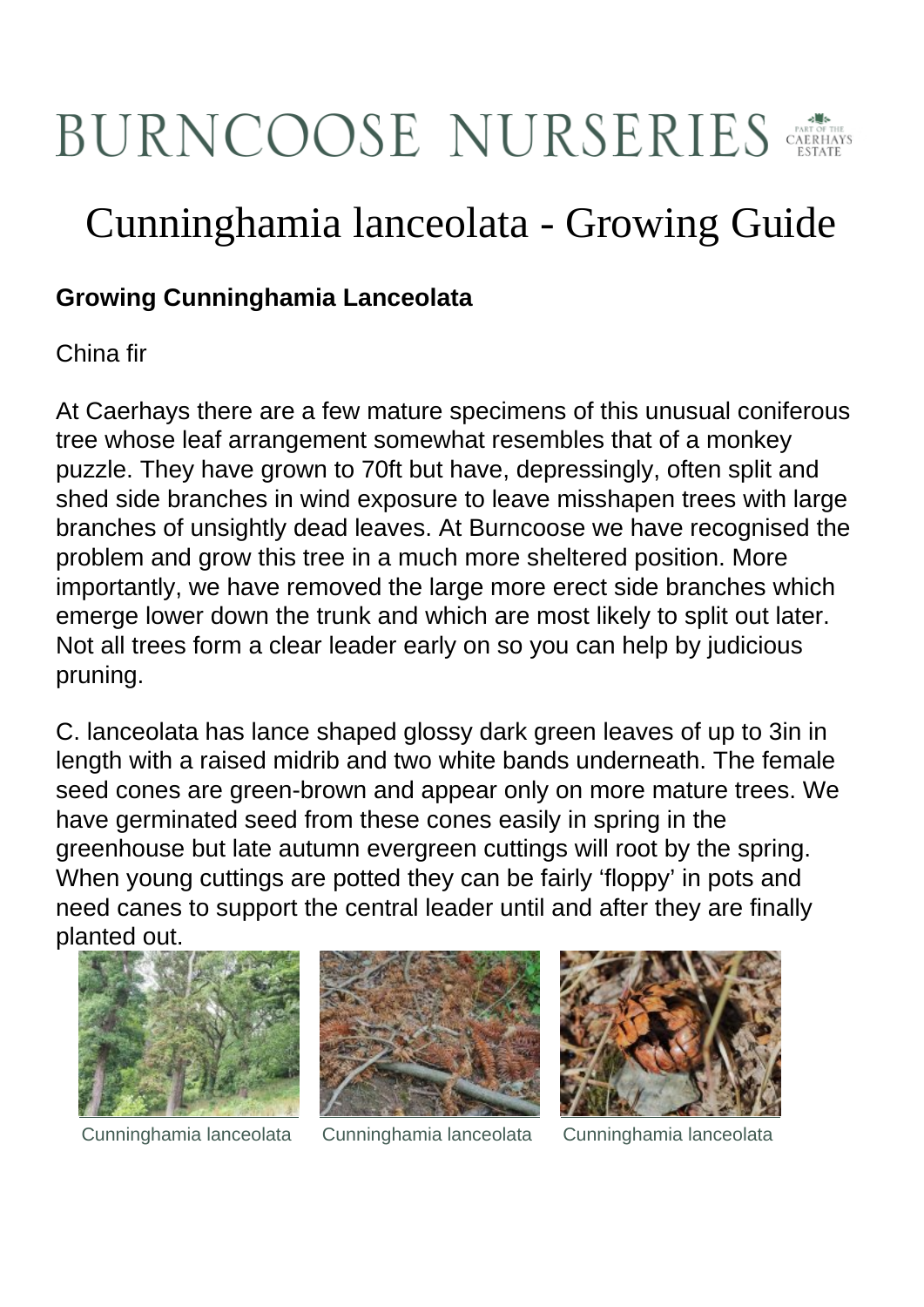# BURNCOOSE NURSERIES

## Cunninghamia lanceolata - Growing Guide

### Growing Cunninghamia Lanceolata

China fir

At Caerhays there are a few mature specimens of this unusual coniferous tree whose leaf arrangement somewhat resembles that of a monkey puzzle. They have grown to 70ft but have, depressingly, often split and shed side branches in wind exposure to leave misshapen trees with large branches of unsightly dead leaves. At Burncoose we have recognised the problem and grow this tree in a much more sheltered position. More importantly, we have removed the large more erect side branches which emerge lower down the trunk and which are most likely to split out later. Not all trees form a clear leader early on so you can help by judicious pruning.

C. lanceolata has lance shaped glossy dark green leaves of up to 3in in length with a raised midrib and two white bands underneath. The female seed cones are green-brown and appear only on more mature trees. We have germinated seed from these cones easily in spring in the greenhouse but late autumn evergreen cuttings will root by the spring. When young cuttings are potted they can be fairly ‘floppy’ in pots and need canes to support the central leader until and after they are finally planted out.

Cunninghamia lanceolata

Cunninghamia lanceolata

Cunninghamia lanceolata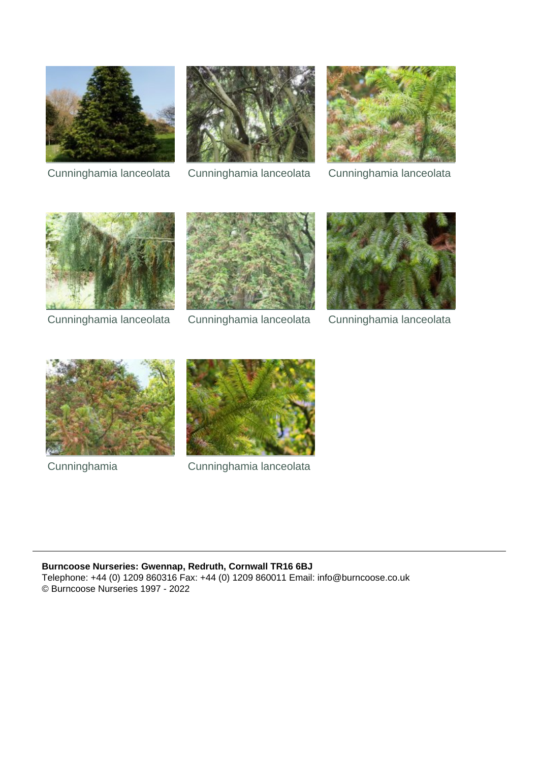Cunninghamia lanceolata

Cunninghamia lanceolata

Cunninghamia lanceolata

Cunninghamia lanceolata

Cunninghamia lanceolata

Cunninghamia lanceolata

Cunninghamia

Cunninghamia lanceolata

**Burncoose Nurseries: Gwennap, Redruth, Cornwall TR16 6BJ**
Telephone: +44 (0) 1209 860316 Fax: +44 (0) 1209 860011 Email: info@burncoose.co.uk
© Burncoose Nurseries 1997 - 2022